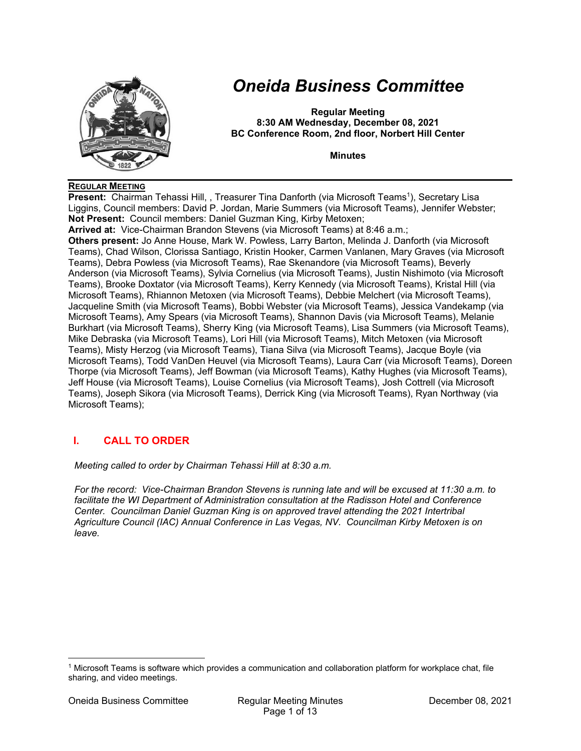# Oneida Business Committee

**Regular Meeting**
**8:30 AM Wednesday, December 08, 2021**
**BC Conference Room, 2nd floor, Norbert Hill Center**

**Minutes**

**REGULAR MEETING**

**Present:** Chairman Tehassi Hill, , Treasurer Tina Danforth (via Microsoft Teams[1]), Secretary Lisa Liggins, Council members: David P. Jordan, Marie Summers (via Microsoft Teams), Jennifer Webster;
**Not Present:** Council members: Daniel Guzman King, Kirby Metoxen;
**Arrived at:** Vice-Chairman Brandon Stevens (via Microsoft Teams) at 8:46 a.m.;
**Others present:** Jo Anne House, Mark W. Powless, Larry Barton, Melinda J. Danforth (via Microsoft Teams), Chad Wilson, Clorissa Santiago, Kristin Hooker, Carmen Vanlanen, Mary Graves (via Microsoft Teams), Debra Powless (via Microsoft Teams), Rae Skenandore (via Microsoft Teams), Beverly Anderson (via Microsoft Teams), Sylvia Cornelius (via Microsoft Teams), Justin Nishimoto (via Microsoft Teams), Brooke Doxtator (via Microsoft Teams), Kerry Kennedy (via Microsoft Teams), Kristal Hill (via Microsoft Teams), Rhiannon Metoxen (via Microsoft Teams), Debbie Melchert (via Microsoft Teams), Jacqueline Smith (via Microsoft Teams), Bobbi Webster (via Microsoft Teams), Jessica Vandekamp (via Microsoft Teams), Amy Spears (via Microsoft Teams), Shannon Davis (via Microsoft Teams), Melanie Burkhart (via Microsoft Teams), Sherry King (via Microsoft Teams), Lisa Summers (via Microsoft Teams), Mike Debraska (via Microsoft Teams), Lori Hill (via Microsoft Teams), Mitch Metoxen (via Microsoft Teams), Misty Herzog (via Microsoft Teams), Tiana Silva (via Microsoft Teams), Jacque Boyle (via Microsoft Teams), Todd VanDen Heuvel (via Microsoft Teams), Laura Carr (via Microsoft Teams), Doreen Thorpe (via Microsoft Teams), Jeff Bowman (via Microsoft Teams), Kathy Hughes (via Microsoft Teams), Jeff House (via Microsoft Teams), Louise Cornelius (via Microsoft Teams), Josh Cottrell (via Microsoft Teams), Joseph Sikora (via Microsoft Teams), Derrick King (via Microsoft Teams), Ryan Northway (via Microsoft Teams);

## I. CALL TO ORDER

*Meeting called to order by Chairman Tehassi Hill at 8:30 a.m.*

*For the record: Vice-Chairman Brandon Stevens is running late and will be excused at 11:30 a.m. to facilitate the WI Department of Administration consultation at the Radisson Hotel and Conference Center. Councilman Daniel Guzman King is on approved travel attending the 2021 Intertribal Agriculture Council (IAC) Annual Conference in Las Vegas, NV. Councilman Kirby Metoxen is on leave.*

---

[1] Microsoft Teams is software which provides a communication and collaboration platform for workplace chat, file sharing, and video meetings.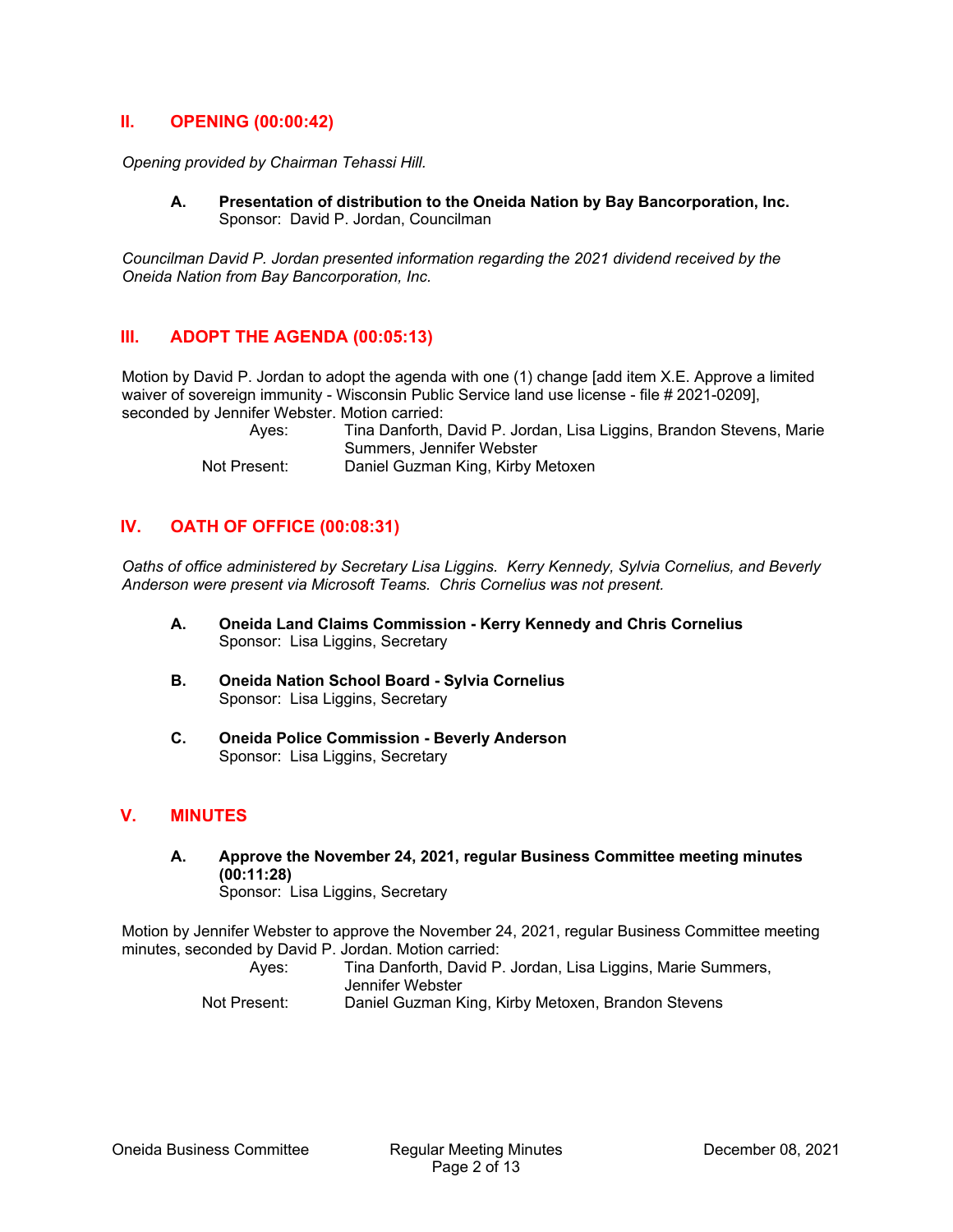## II. OPENING (00:00:42)

*Opening provided by Chairman Tehassi Hill.*

**A. Presentation of distribution to the Oneida Nation by Bay Bancorporation, Inc.**
Sponsor: David P. Jordan, Councilman

*Councilman David P. Jordan presented information regarding the 2021 dividend received by the Oneida Nation from Bay Bancorporation, Inc.*

## III. ADOPT THE AGENDA (00:05:13)

Motion by David P. Jordan to adopt the agenda with one (1) change [add item X.E. Approve a limited waiver of sovereign immunity - Wisconsin Public Service land use license - file # 2021-0209], seconded by Jennifer Webster. Motion carried:

| | |
|---|---|
| Ayes: | Tina Danforth, David P. Jordan, Lisa Liggins, Brandon Stevens, Marie Summers, Jennifer Webster |
| Not Present: | Daniel Guzman King, Kirby Metoxen |

## IV. OATH OF OFFICE (00:08:31)

*Oaths of office administered by Secretary Lisa Liggins. Kerry Kennedy, Sylvia Cornelius, and Beverly Anderson were present via Microsoft Teams. Chris Cornelius was not present.*

**A. Oneida Land Claims Commission - Kerry Kennedy and Chris Cornelius**
Sponsor: Lisa Liggins, Secretary

**B. Oneida Nation School Board - Sylvia Cornelius**
Sponsor: Lisa Liggins, Secretary

**C. Oneida Police Commission - Beverly Anderson**
Sponsor: Lisa Liggins, Secretary

## V. MINUTES

**A. Approve the November 24, 2021, regular Business Committee meeting minutes (00:11:28)**
Sponsor: Lisa Liggins, Secretary

Motion by Jennifer Webster to approve the November 24, 2021, regular Business Committee meeting minutes, seconded by David P. Jordan. Motion carried:

| | |
|---|---|
| Ayes: | Tina Danforth, David P. Jordan, Lisa Liggins, Marie Summers, Jennifer Webster |
| Not Present: | Daniel Guzman King, Kirby Metoxen, Brandon Stevens |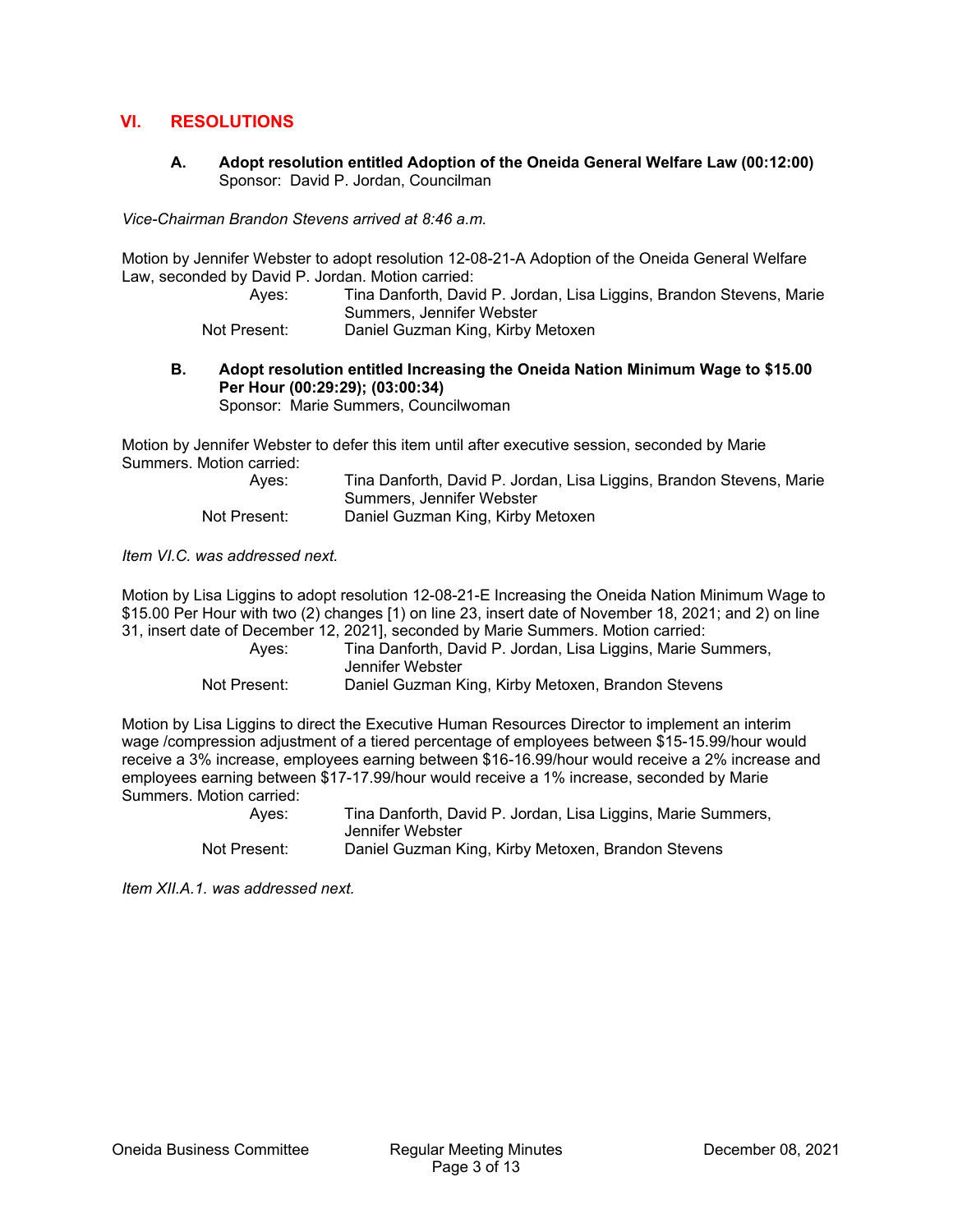## VI. RESOLUTIONS

**A. Adopt resolution entitled Adoption of the Oneida General Welfare Law (00:12:00)**
Sponsor: David P. Jordan, Councilman

*Vice-Chairman Brandon Stevens arrived at 8:46 a.m.*

Motion by Jennifer Webster to adopt resolution 12-08-21-A Adoption of the Oneida General Welfare Law, seconded by David P. Jordan. Motion carried:

| | |
|---|---|
| Ayes: | Tina Danforth, David P. Jordan, Lisa Liggins, Brandon Stevens, Marie Summers, Jennifer Webster |
| Not Present: | Daniel Guzman King, Kirby Metoxen |

**B. Adopt resolution entitled Increasing the Oneida Nation Minimum Wage to $15.00 Per Hour (00:29:29); (03:00:34)**
Sponsor: Marie Summers, Councilwoman

Motion by Jennifer Webster to defer this item until after executive session, seconded by Marie Summers. Motion carried:

| | |
|---|---|
| Ayes: | Tina Danforth, David P. Jordan, Lisa Liggins, Brandon Stevens, Marie Summers, Jennifer Webster |
| Not Present: | Daniel Guzman King, Kirby Metoxen |

*Item VI.C. was addressed next.*

Motion by Lisa Liggins to adopt resolution 12-08-21-E Increasing the Oneida Nation Minimum Wage to $15.00 Per Hour with two (2) changes [1) on line 23, insert date of November 18, 2021; and 2) on line 31, insert date of December 12, 2021], seconded by Marie Summers. Motion carried:

| | |
|---|---|
| Ayes: | Tina Danforth, David P. Jordan, Lisa Liggins, Marie Summers, Jennifer Webster |
| Not Present: | Daniel Guzman King, Kirby Metoxen, Brandon Stevens |

Motion by Lisa Liggins to direct the Executive Human Resources Director to implement an interim wage /compression adjustment of a tiered percentage of employees between $15-15.99/hour would receive a 3% increase, employees earning between $16-16.99/hour would receive a 2% increase and employees earning between $17-17.99/hour would receive a 1% increase, seconded by Marie Summers. Motion carried:

| | |
|---|---|
| Ayes: | Tina Danforth, David P. Jordan, Lisa Liggins, Marie Summers, Jennifer Webster |
| Not Present: | Daniel Guzman King, Kirby Metoxen, Brandon Stevens |

*Item XII.A.1. was addressed next.*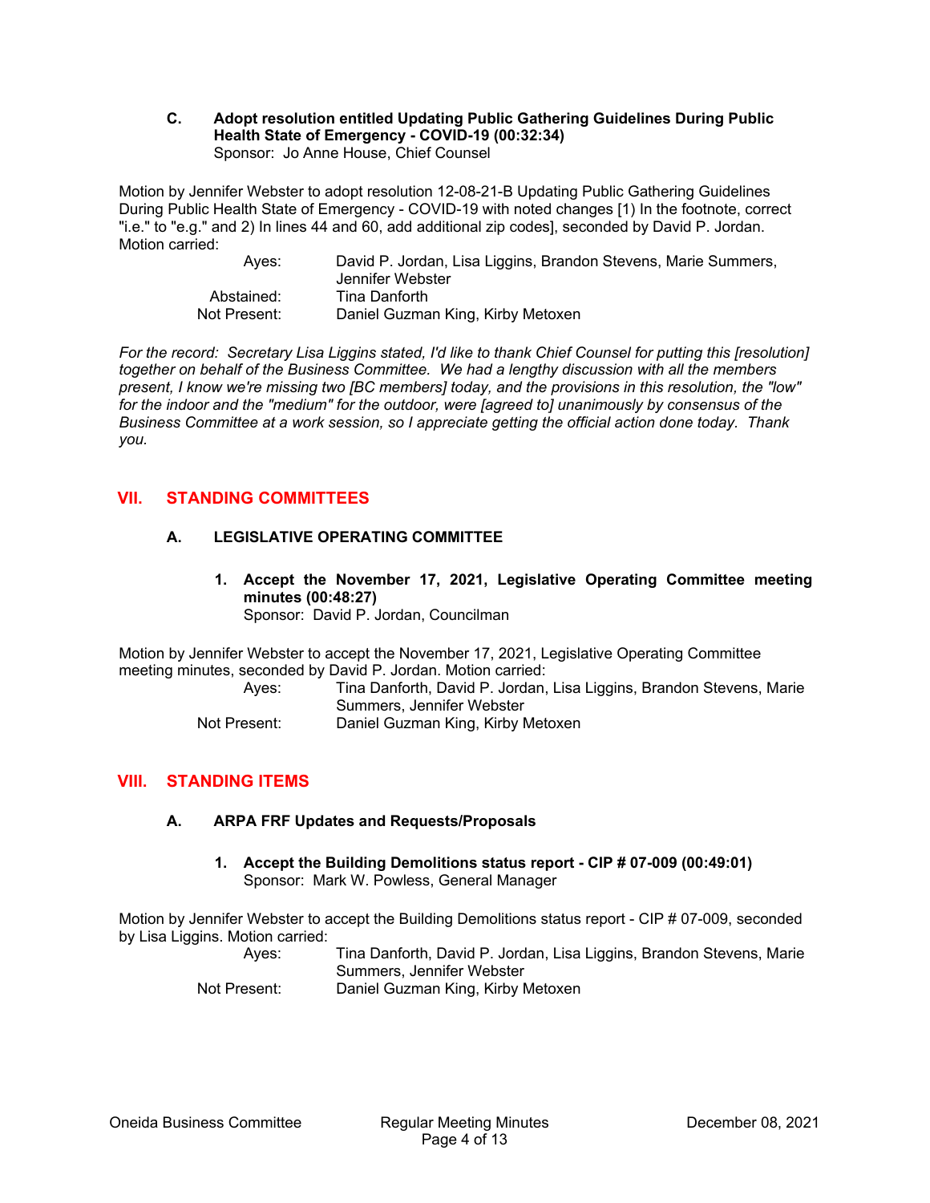**C. Adopt resolution entitled Updating Public Gathering Guidelines During Public Health State of Emergency - COVID-19 (00:32:34)**
Sponsor: Jo Anne House, Chief Counsel

Motion by Jennifer Webster to adopt resolution 12-08-21-B Updating Public Gathering Guidelines During Public Health State of Emergency - COVID-19 with noted changes [1) In the footnote, correct "i.e." to "e.g." and 2) In lines 44 and 60, add additional zip codes], seconded by David P. Jordan. Motion carried:

| | |
|---|---|
| Ayes: | David P. Jordan, Lisa Liggins, Brandon Stevens, Marie Summers, Jennifer Webster |
| Abstained: | Tina Danforth |
| Not Present: | Daniel Guzman King, Kirby Metoxen |

*For the record: Secretary Lisa Liggins stated, I'd like to thank Chief Counsel for putting this [resolution] together on behalf of the Business Committee. We had a lengthy discussion with all the members present, I know we're missing two [BC members] today, and the provisions in this resolution, the "low" for the indoor and the "medium" for the outdoor, were [agreed to] unanimously by consensus of the Business Committee at a work session, so I appreciate getting the official action done today. Thank you.*

## VII. STANDING COMMITTEES

### A. LEGISLATIVE OPERATING COMMITTEE

**1. Accept the November 17, 2021, Legislative Operating Committee meeting minutes (00:48:27)**
Sponsor: David P. Jordan, Councilman

Motion by Jennifer Webster to accept the November 17, 2021, Legislative Operating Committee meeting minutes, seconded by David P. Jordan. Motion carried:

| | |
|---|---|
| Ayes: | Tina Danforth, David P. Jordan, Lisa Liggins, Brandon Stevens, Marie Summers, Jennifer Webster |
| Not Present: | Daniel Guzman King, Kirby Metoxen |

## VIII. STANDING ITEMS

### A. ARPA FRF Updates and Requests/Proposals

**1. Accept the Building Demolitions status report - CIP # 07-009 (00:49:01)**
Sponsor: Mark W. Powless, General Manager

Motion by Jennifer Webster to accept the Building Demolitions status report - CIP # 07-009, seconded by Lisa Liggins. Motion carried:

| | |
|---|---|
| Ayes: | Tina Danforth, David P. Jordan, Lisa Liggins, Brandon Stevens, Marie Summers, Jennifer Webster |
| Not Present: | Daniel Guzman King, Kirby Metoxen |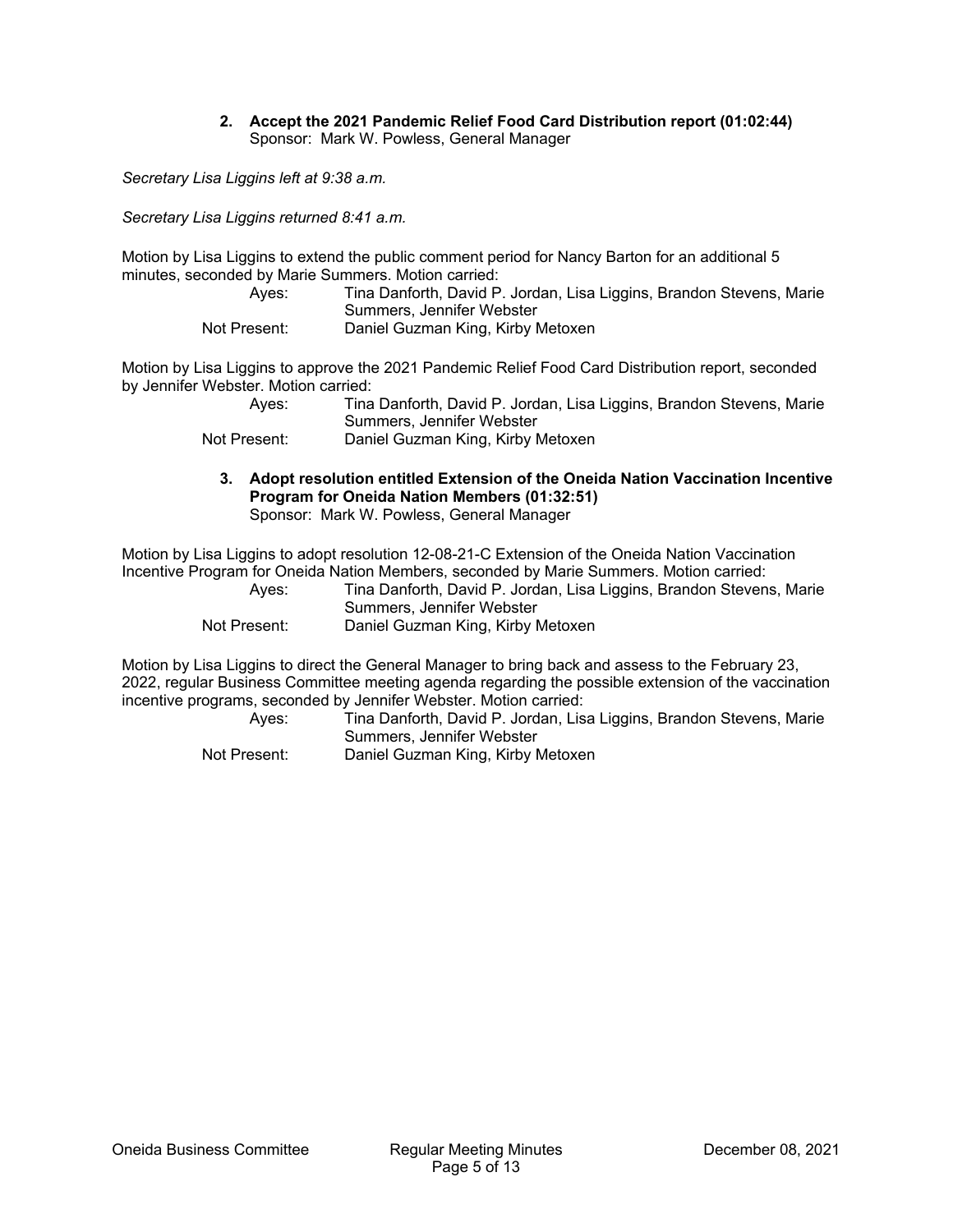2. **Accept the 2021 Pandemic Relief Food Card Distribution report (01:02:44)**
   Sponsor: Mark W. Powless, General Manager

*Secretary Lisa Liggins left at 9:38 a.m.*

*Secretary Lisa Liggins returned 8:41 a.m.*

Motion by Lisa Liggins to extend the public comment period for Nancy Barton for an additional 5 minutes, seconded by Marie Summers. Motion carried:

| | |
|---|---|
| Ayes: | Tina Danforth, David P. Jordan, Lisa Liggins, Brandon Stevens, Marie Summers, Jennifer Webster |
| Not Present: | Daniel Guzman King, Kirby Metoxen |

Motion by Lisa Liggins to approve the 2021 Pandemic Relief Food Card Distribution report, seconded by Jennifer Webster. Motion carried:

| | |
|---|---|
| Ayes: | Tina Danforth, David P. Jordan, Lisa Liggins, Brandon Stevens, Marie Summers, Jennifer Webster |
| Not Present: | Daniel Guzman King, Kirby Metoxen |

3. **Adopt resolution entitled Extension of the Oneida Nation Vaccination Incentive Program for Oneida Nation Members (01:32:51)**
   Sponsor: Mark W. Powless, General Manager

Motion by Lisa Liggins to adopt resolution 12-08-21-C Extension of the Oneida Nation Vaccination Incentive Program for Oneida Nation Members, seconded by Marie Summers. Motion carried:

| | |
|---|---|
| Ayes: | Tina Danforth, David P. Jordan, Lisa Liggins, Brandon Stevens, Marie Summers, Jennifer Webster |
| Not Present: | Daniel Guzman King, Kirby Metoxen |

Motion by Lisa Liggins to direct the General Manager to bring back and assess to the February 23, 2022, regular Business Committee meeting agenda regarding the possible extension of the vaccination incentive programs, seconded by Jennifer Webster. Motion carried:

| | |
|---|---|
| Ayes: | Tina Danforth, David P. Jordan, Lisa Liggins, Brandon Stevens, Marie Summers, Jennifer Webster |
| Not Present: | Daniel Guzman King, Kirby Metoxen |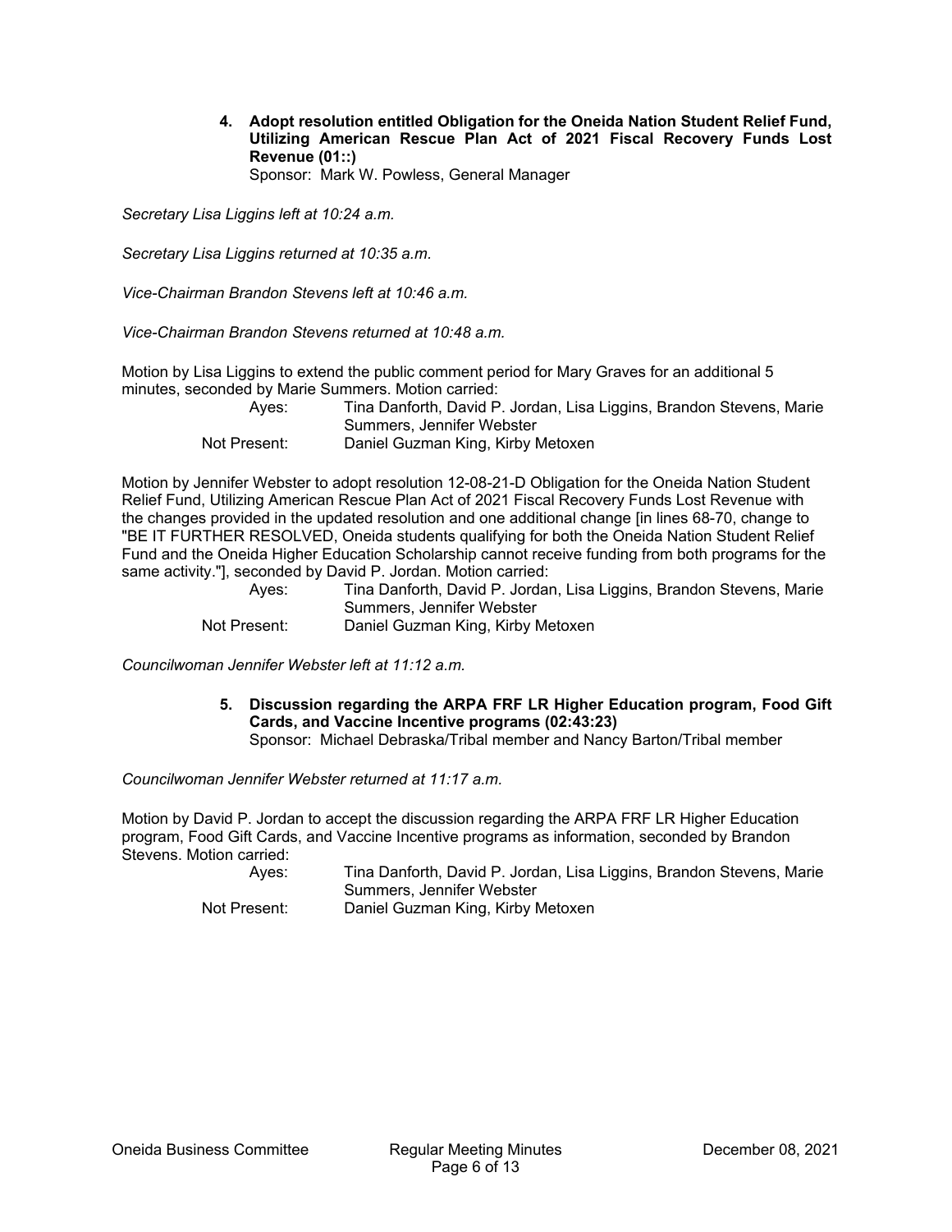**4. Adopt resolution entitled Obligation for the Oneida Nation Student Relief Fund, Utilizing American Rescue Plan Act of 2021 Fiscal Recovery Funds Lost Revenue (01::)**
Sponsor: Mark W. Powless, General Manager

*Secretary Lisa Liggins left at 10:24 a.m.*

*Secretary Lisa Liggins returned at 10:35 a.m.*

*Vice-Chairman Brandon Stevens left at 10:46 a.m.*

*Vice-Chairman Brandon Stevens returned at 10:48 a.m.*

Motion by Lisa Liggins to extend the public comment period for Mary Graves for an additional 5 minutes, seconded by Marie Summers. Motion carried:

Ayes: Tina Danforth, David P. Jordan, Lisa Liggins, Brandon Stevens, Marie Summers, Jennifer Webster
Not Present: Daniel Guzman King, Kirby Metoxen

Motion by Jennifer Webster to adopt resolution 12-08-21-D Obligation for the Oneida Nation Student Relief Fund, Utilizing American Rescue Plan Act of 2021 Fiscal Recovery Funds Lost Revenue with the changes provided in the updated resolution and one additional change [in lines 68-70, change to "BE IT FURTHER RESOLVED, Oneida students qualifying for both the Oneida Nation Student Relief Fund and the Oneida Higher Education Scholarship cannot receive funding from both programs for the same activity."], seconded by David P. Jordan. Motion carried:

Ayes: Tina Danforth, David P. Jordan, Lisa Liggins, Brandon Stevens, Marie Summers, Jennifer Webster
Not Present: Daniel Guzman King, Kirby Metoxen

*Councilwoman Jennifer Webster left at 11:12 a.m.*

**5. Discussion regarding the ARPA FRF LR Higher Education program, Food Gift Cards, and Vaccine Incentive programs (02:43:23)**
Sponsor: Michael Debraska/Tribal member and Nancy Barton/Tribal member

*Councilwoman Jennifer Webster returned at 11:17 a.m.*

Motion by David P. Jordan to accept the discussion regarding the ARPA FRF LR Higher Education program, Food Gift Cards, and Vaccine Incentive programs as information, seconded by Brandon Stevens. Motion carried:

Ayes: Tina Danforth, David P. Jordan, Lisa Liggins, Brandon Stevens, Marie Summers, Jennifer Webster
Not Present: Daniel Guzman King, Kirby Metoxen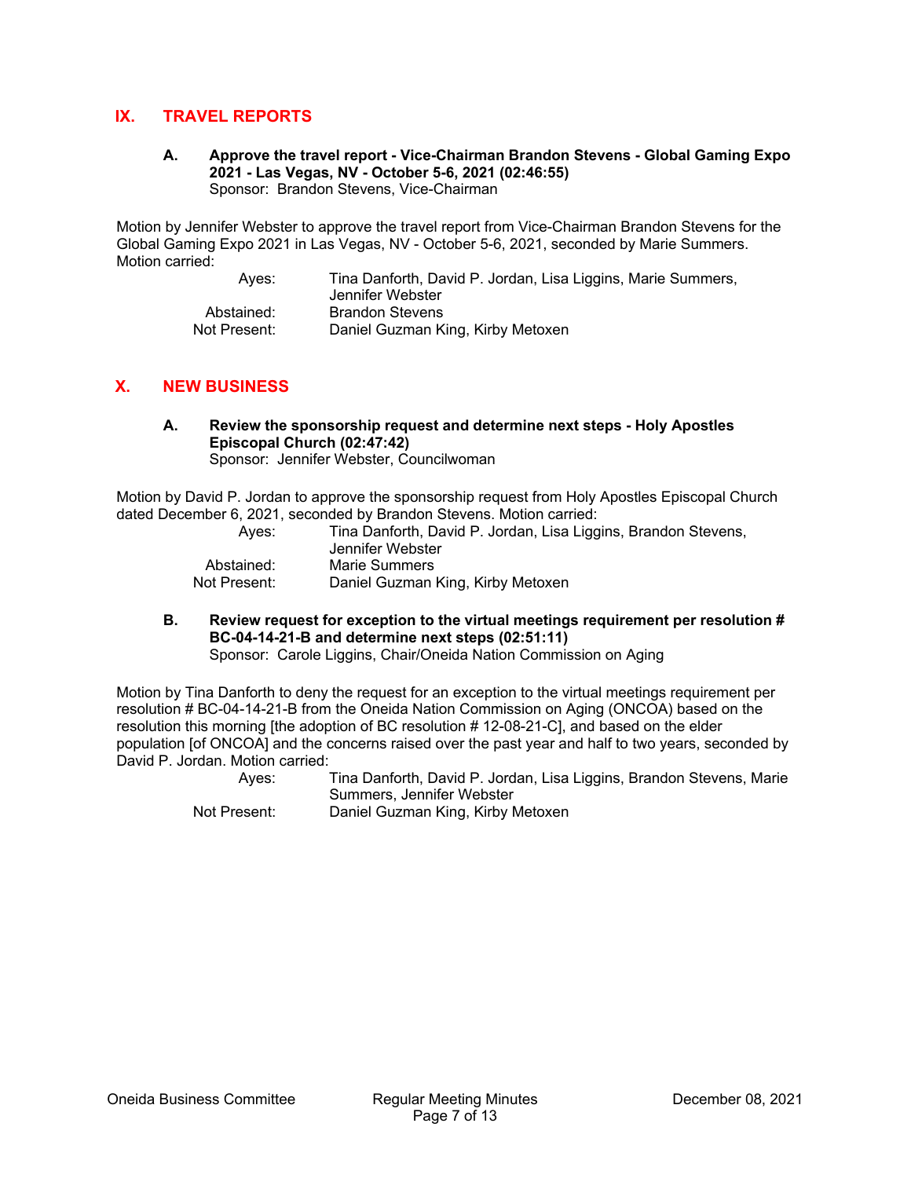## IX. TRAVEL REPORTS

**A. Approve the travel report - Vice-Chairman Brandon Stevens - Global Gaming Expo 2021 - Las Vegas, NV - October 5-6, 2021 (02:46:55)**
Sponsor: Brandon Stevens, Vice-Chairman

Motion by Jennifer Webster to approve the travel report from Vice-Chairman Brandon Stevens for the Global Gaming Expo 2021 in Las Vegas, NV - October 5-6, 2021, seconded by Marie Summers. Motion carried:

Ayes: Tina Danforth, David P. Jordan, Lisa Liggins, Marie Summers, Jennifer Webster
Abstained: Brandon Stevens
Not Present: Daniel Guzman King, Kirby Metoxen

## X. NEW BUSINESS

**A. Review the sponsorship request and determine next steps - Holy Apostles Episcopal Church (02:47:42)**
Sponsor: Jennifer Webster, Councilwoman

Motion by David P. Jordan to approve the sponsorship request from Holy Apostles Episcopal Church dated December 6, 2021, seconded by Brandon Stevens. Motion carried:

Ayes: Tina Danforth, David P. Jordan, Lisa Liggins, Brandon Stevens, Jennifer Webster
Abstained: Marie Summers
Not Present: Daniel Guzman King, Kirby Metoxen

**B. Review request for exception to the virtual meetings requirement per resolution # BC-04-14-21-B and determine next steps (02:51:11)**
Sponsor: Carole Liggins, Chair/Oneida Nation Commission on Aging

Motion by Tina Danforth to deny the request for an exception to the virtual meetings requirement per resolution # BC-04-14-21-B from the Oneida Nation Commission on Aging (ONCOA) based on the resolution this morning [the adoption of BC resolution # 12-08-21-C], and based on the elder population [of ONCOA] and the concerns raised over the past year and half to two years, seconded by David P. Jordan. Motion carried:

Ayes: Tina Danforth, David P. Jordan, Lisa Liggins, Brandon Stevens, Marie Summers, Jennifer Webster
Not Present: Daniel Guzman King, Kirby Metoxen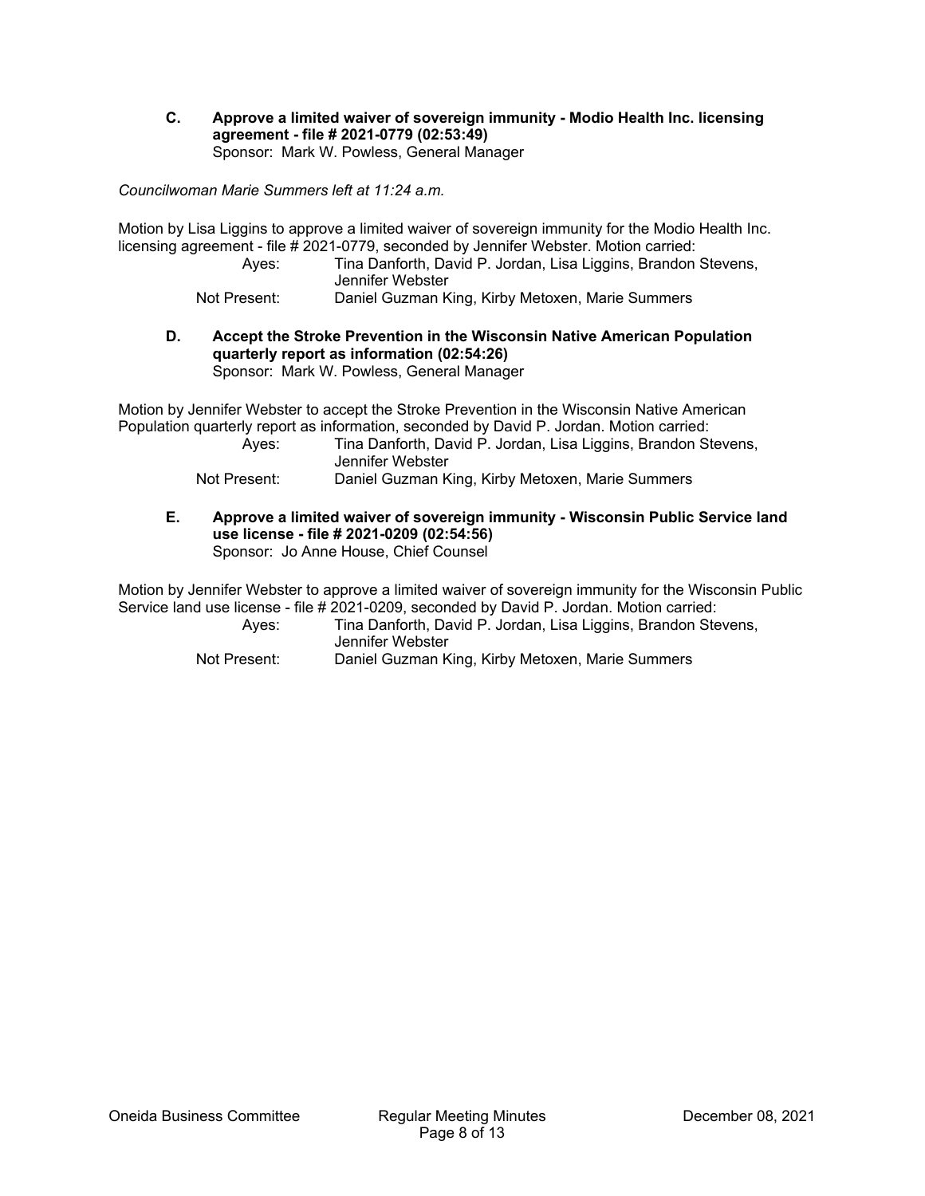**C. Approve a limited waiver of sovereign immunity - Modio Health Inc. licensing agreement - file # 2021-0779 (02:53:49)**
Sponsor: Mark W. Powless, General Manager

*Councilwoman Marie Summers left at 11:24 a.m.*

Motion by Lisa Liggins to approve a limited waiver of sovereign immunity for the Modio Health Inc. licensing agreement - file # 2021-0779, seconded by Jennifer Webster. Motion carried:

Ayes: Tina Danforth, David P. Jordan, Lisa Liggins, Brandon Stevens, Jennifer Webster
Not Present: Daniel Guzman King, Kirby Metoxen, Marie Summers

**D. Accept the Stroke Prevention in the Wisconsin Native American Population quarterly report as information (02:54:26)**
Sponsor: Mark W. Powless, General Manager

Motion by Jennifer Webster to accept the Stroke Prevention in the Wisconsin Native American Population quarterly report as information, seconded by David P. Jordan. Motion carried:

Ayes: Tina Danforth, David P. Jordan, Lisa Liggins, Brandon Stevens, Jennifer Webster
Not Present: Daniel Guzman King, Kirby Metoxen, Marie Summers

**E. Approve a limited waiver of sovereign immunity - Wisconsin Public Service land use license - file # 2021-0209 (02:54:56)**
Sponsor: Jo Anne House, Chief Counsel

Motion by Jennifer Webster to approve a limited waiver of sovereign immunity for the Wisconsin Public Service land use license - file # 2021-0209, seconded by David P. Jordan. Motion carried:

Ayes: Tina Danforth, David P. Jordan, Lisa Liggins, Brandon Stevens, Jennifer Webster
Not Present: Daniel Guzman King, Kirby Metoxen, Marie Summers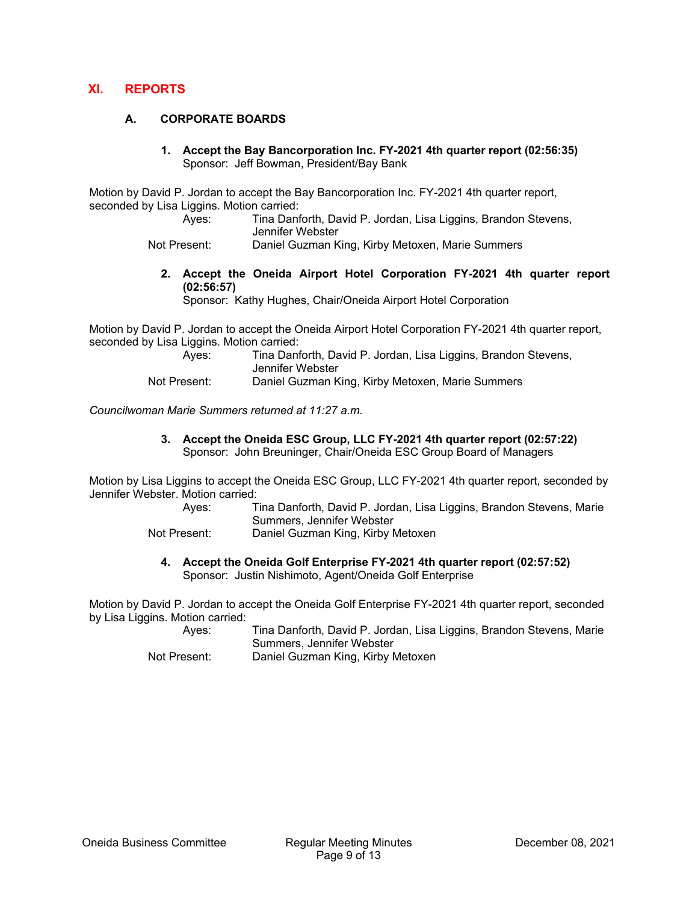## XI. REPORTS

### A. CORPORATE BOARDS

1. **Accept the Bay Bancorporation Inc. FY-2021 4th quarter report (02:56:35)**
   Sponsor: Jeff Bowman, President/Bay Bank

Motion by David P. Jordan to accept the Bay Bancorporation Inc. FY-2021 4th quarter report, seconded by Lisa Liggins. Motion carried:

Ayes: Tina Danforth, David P. Jordan, Lisa Liggins, Brandon Stevens, Jennifer Webster
Not Present: Daniel Guzman King, Kirby Metoxen, Marie Summers

2. **Accept the Oneida Airport Hotel Corporation FY-2021 4th quarter report (02:56:57)**
   Sponsor: Kathy Hughes, Chair/Oneida Airport Hotel Corporation

Motion by David P. Jordan to accept the Oneida Airport Hotel Corporation FY-2021 4th quarter report, seconded by Lisa Liggins. Motion carried:

Ayes: Tina Danforth, David P. Jordan, Lisa Liggins, Brandon Stevens, Jennifer Webster
Not Present: Daniel Guzman King, Kirby Metoxen, Marie Summers

*Councilwoman Marie Summers returned at 11:27 a.m.*

3. **Accept the Oneida ESC Group, LLC FY-2021 4th quarter report (02:57:22)**
   Sponsor: John Breuninger, Chair/Oneida ESC Group Board of Managers

Motion by Lisa Liggins to accept the Oneida ESC Group, LLC FY-2021 4th quarter report, seconded by Jennifer Webster. Motion carried:

Ayes: Tina Danforth, David P. Jordan, Lisa Liggins, Brandon Stevens, Marie Summers, Jennifer Webster
Not Present: Daniel Guzman King, Kirby Metoxen

4. **Accept the Oneida Golf Enterprise FY-2021 4th quarter report (02:57:52)**
   Sponsor: Justin Nishimoto, Agent/Oneida Golf Enterprise

Motion by David P. Jordan to accept the Oneida Golf Enterprise FY-2021 4th quarter report, seconded by Lisa Liggins. Motion carried:

Ayes: Tina Danforth, David P. Jordan, Lisa Liggins, Brandon Stevens, Marie Summers, Jennifer Webster
Not Present: Daniel Guzman King, Kirby Metoxen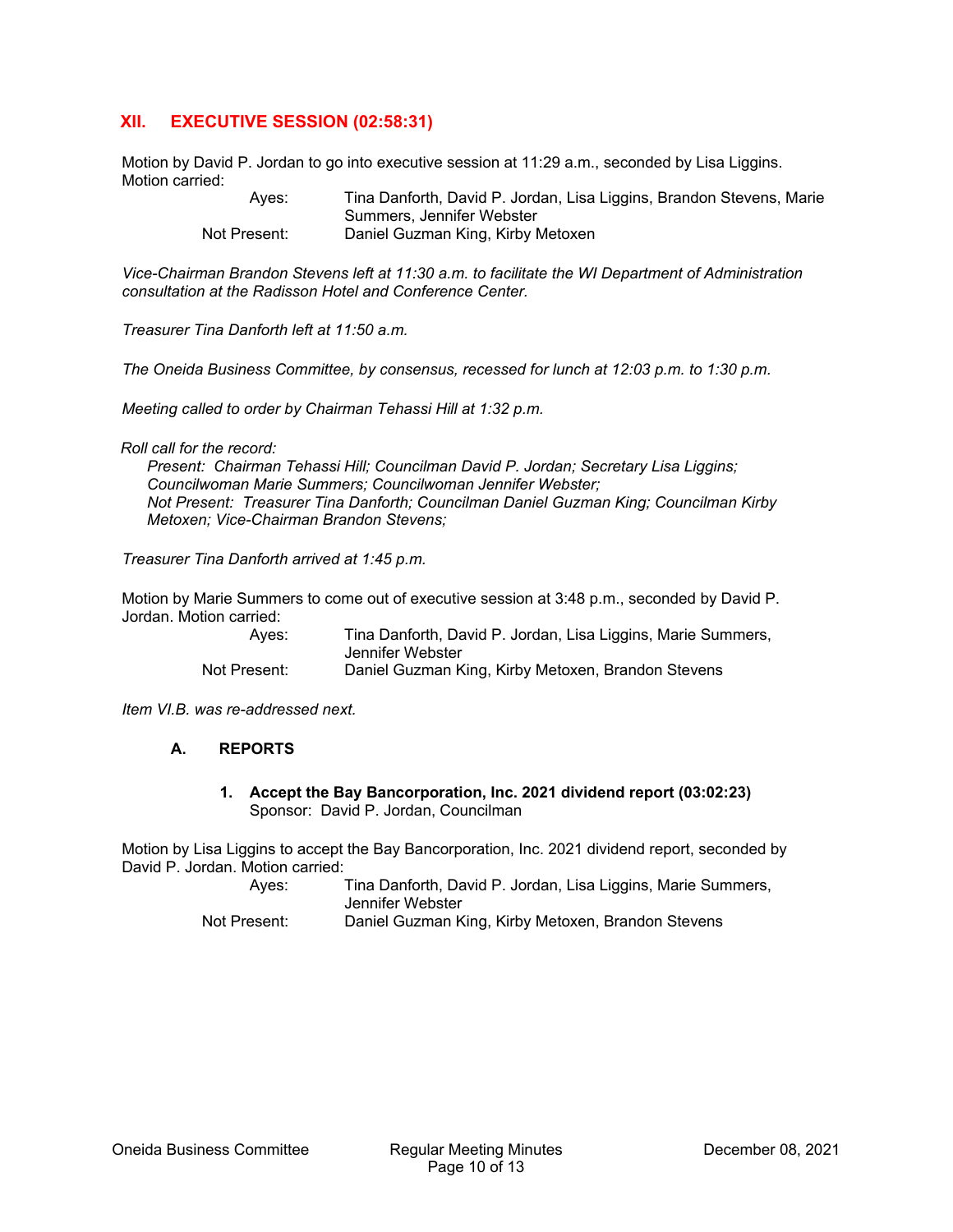## XII. EXECUTIVE SESSION (02:58:31)

Motion by David P. Jordan to go into executive session at 11:29 a.m., seconded by Lisa Liggins. Motion carried:

| | |
|---|---|
| Ayes: | Tina Danforth, David P. Jordan, Lisa Liggins, Brandon Stevens, Marie Summers, Jennifer Webster |
| Not Present: | Daniel Guzman King, Kirby Metoxen |

*Vice-Chairman Brandon Stevens left at 11:30 a.m. to facilitate the WI Department of Administration consultation at the Radisson Hotel and Conference Center.*

*Treasurer Tina Danforth left at 11:50 a.m.*

*The Oneida Business Committee, by consensus, recessed for lunch at 12:03 p.m. to 1:30 p.m.*

*Meeting called to order by Chairman Tehassi Hill at 1:32 p.m.*

*Roll call for the record:*

*Present: Chairman Tehassi Hill; Councilman David P. Jordan; Secretary Lisa Liggins; Councilwoman Marie Summers; Councilwoman Jennifer Webster;*
*Not Present: Treasurer Tina Danforth; Councilman Daniel Guzman King; Councilman Kirby Metoxen; Vice-Chairman Brandon Stevens;*

*Treasurer Tina Danforth arrived at 1:45 p.m.*

Motion by Marie Summers to come out of executive session at 3:48 p.m., seconded by David P. Jordan. Motion carried:

| | |
|---|---|
| Ayes: | Tina Danforth, David P. Jordan, Lisa Liggins, Marie Summers, Jennifer Webster |
| Not Present: | Daniel Guzman King, Kirby Metoxen, Brandon Stevens |

*Item VI.B. was re-addressed next.*

### A. REPORTS

**1. Accept the Bay Bancorporation, Inc. 2021 dividend report (03:02:23)**
Sponsor: David P. Jordan, Councilman

Motion by Lisa Liggins to accept the Bay Bancorporation, Inc. 2021 dividend report, seconded by David P. Jordan. Motion carried:

| | |
|---|---|
| Ayes: | Tina Danforth, David P. Jordan, Lisa Liggins, Marie Summers, Jennifer Webster |
| Not Present: | Daniel Guzman King, Kirby Metoxen, Brandon Stevens |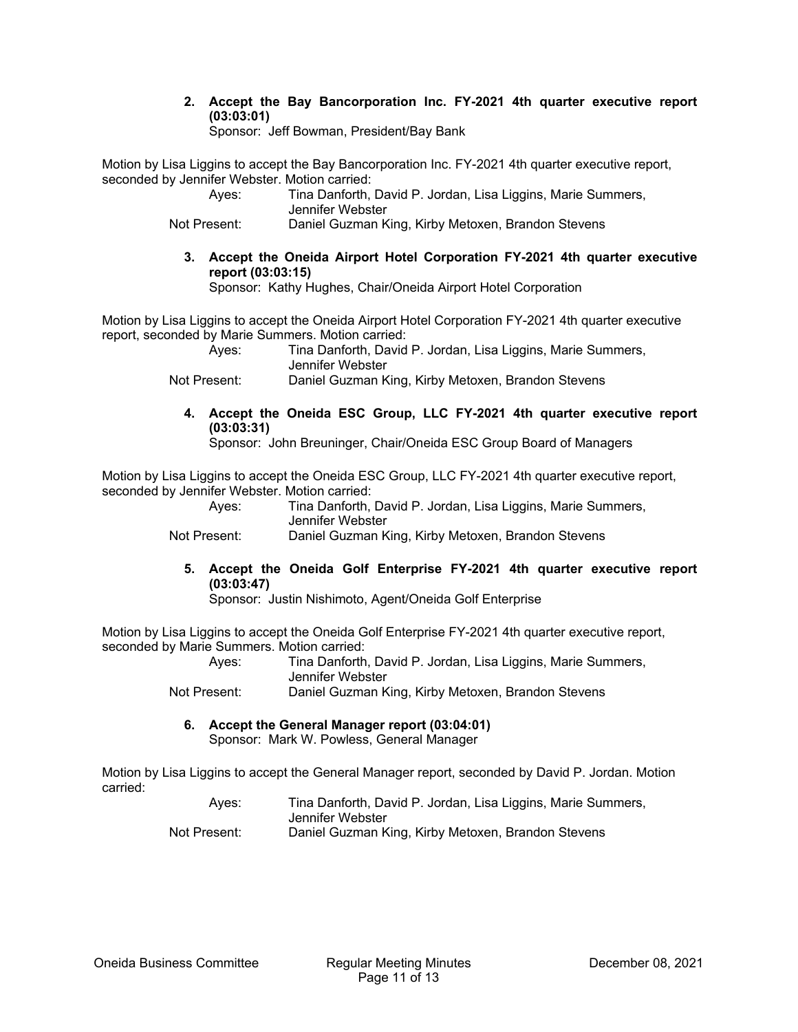2. **Accept the Bay Bancorporation Inc. FY-2021 4th quarter executive report (03:03:01)**
   Sponsor: Jeff Bowman, President/Bay Bank

Motion by Lisa Liggins to accept the Bay Bancorporation Inc. FY-2021 4th quarter executive report, seconded by Jennifer Webster. Motion carried:

Ayes: Tina Danforth, David P. Jordan, Lisa Liggins, Marie Summers, Jennifer Webster
Not Present: Daniel Guzman King, Kirby Metoxen, Brandon Stevens

3. **Accept the Oneida Airport Hotel Corporation FY-2021 4th quarter executive report (03:03:15)**
   Sponsor: Kathy Hughes, Chair/Oneida Airport Hotel Corporation

Motion by Lisa Liggins to accept the Oneida Airport Hotel Corporation FY-2021 4th quarter executive report, seconded by Marie Summers. Motion carried:

Ayes: Tina Danforth, David P. Jordan, Lisa Liggins, Marie Summers, Jennifer Webster
Not Present: Daniel Guzman King, Kirby Metoxen, Brandon Stevens

4. **Accept the Oneida ESC Group, LLC FY-2021 4th quarter executive report (03:03:31)**
   Sponsor: John Breuninger, Chair/Oneida ESC Group Board of Managers

Motion by Lisa Liggins to accept the Oneida ESC Group, LLC FY-2021 4th quarter executive report, seconded by Jennifer Webster. Motion carried:

Ayes: Tina Danforth, David P. Jordan, Lisa Liggins, Marie Summers, Jennifer Webster
Not Present: Daniel Guzman King, Kirby Metoxen, Brandon Stevens

5. **Accept the Oneida Golf Enterprise FY-2021 4th quarter executive report (03:03:47)**
   Sponsor: Justin Nishimoto, Agent/Oneida Golf Enterprise

Motion by Lisa Liggins to accept the Oneida Golf Enterprise FY-2021 4th quarter executive report, seconded by Marie Summers. Motion carried:

Ayes: Tina Danforth, David P. Jordan, Lisa Liggins, Marie Summers, Jennifer Webster
Not Present: Daniel Guzman King, Kirby Metoxen, Brandon Stevens

6. **Accept the General Manager report (03:04:01)**
   Sponsor: Mark W. Powless, General Manager

Motion by Lisa Liggins to accept the General Manager report, seconded by David P. Jordan. Motion carried:

Ayes: Tina Danforth, David P. Jordan, Lisa Liggins, Marie Summers, Jennifer Webster
Not Present: Daniel Guzman King, Kirby Metoxen, Brandon Stevens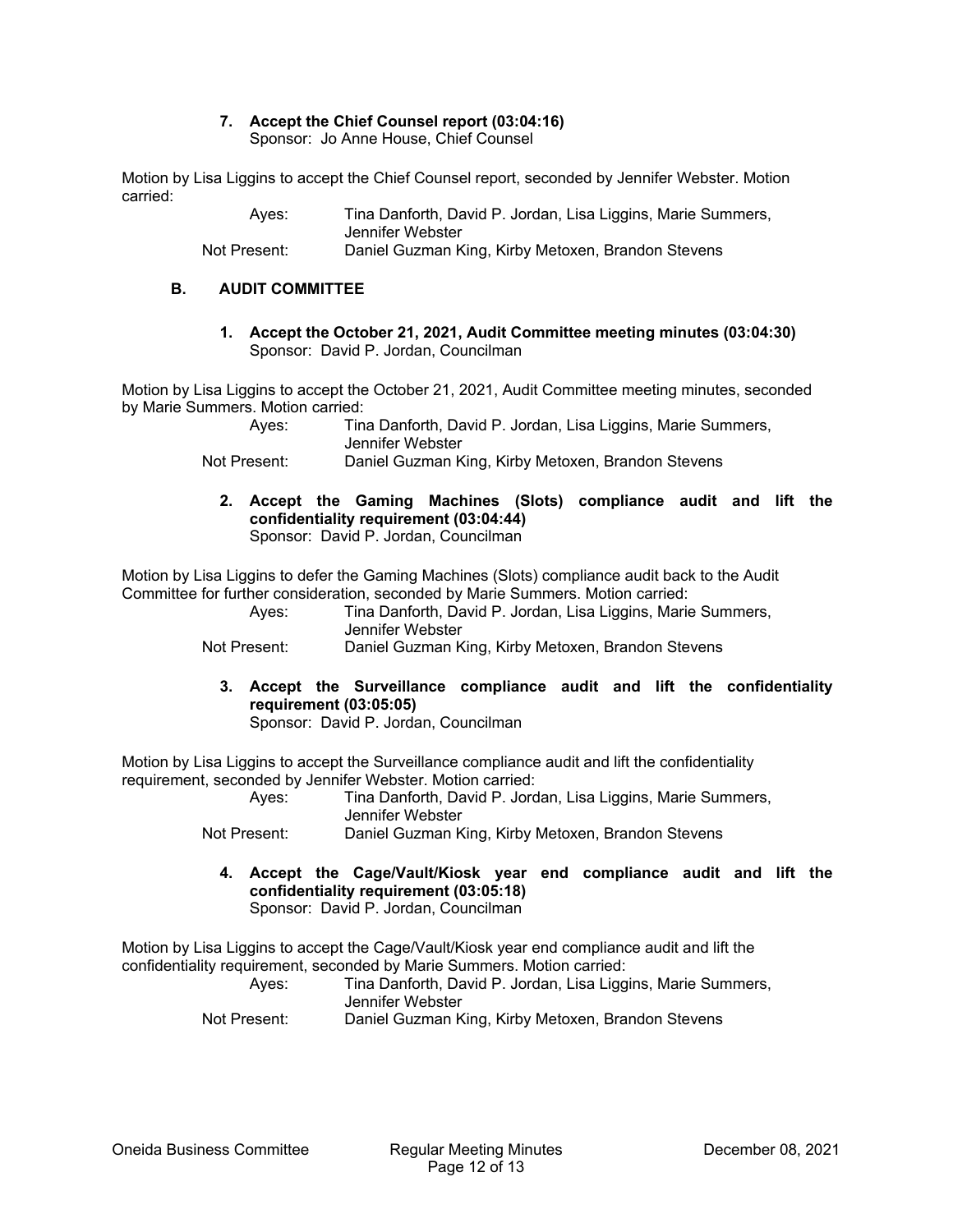**7. Accept the Chief Counsel report (03:04:16)**
Sponsor: Jo Anne House, Chief Counsel

Motion by Lisa Liggins to accept the Chief Counsel report, seconded by Jennifer Webster. Motion carried:

Ayes: Tina Danforth, David P. Jordan, Lisa Liggins, Marie Summers, Jennifer Webster
Not Present: Daniel Guzman King, Kirby Metoxen, Brandon Stevens

## B. AUDIT COMMITTEE

**1. Accept the October 21, 2021, Audit Committee meeting minutes (03:04:30)**
Sponsor: David P. Jordan, Councilman

Motion by Lisa Liggins to accept the October 21, 2021, Audit Committee meeting minutes, seconded by Marie Summers. Motion carried:

Ayes: Tina Danforth, David P. Jordan, Lisa Liggins, Marie Summers, Jennifer Webster
Not Present: Daniel Guzman King, Kirby Metoxen, Brandon Stevens

**2. Accept the Gaming Machines (Slots) compliance audit and lift the confidentiality requirement (03:04:44)**
Sponsor: David P. Jordan, Councilman

Motion by Lisa Liggins to defer the Gaming Machines (Slots) compliance audit back to the Audit Committee for further consideration, seconded by Marie Summers. Motion carried:

Ayes: Tina Danforth, David P. Jordan, Lisa Liggins, Marie Summers, Jennifer Webster
Not Present: Daniel Guzman King, Kirby Metoxen, Brandon Stevens

**3. Accept the Surveillance compliance audit and lift the confidentiality requirement (03:05:05)**
Sponsor: David P. Jordan, Councilman

Motion by Lisa Liggins to accept the Surveillance compliance audit and lift the confidentiality requirement, seconded by Jennifer Webster. Motion carried:

Ayes: Tina Danforth, David P. Jordan, Lisa Liggins, Marie Summers, Jennifer Webster
Not Present: Daniel Guzman King, Kirby Metoxen, Brandon Stevens

**4. Accept the Cage/Vault/Kiosk year end compliance audit and lift the confidentiality requirement (03:05:18)**
Sponsor: David P. Jordan, Councilman

Motion by Lisa Liggins to accept the Cage/Vault/Kiosk year end compliance audit and lift the confidentiality requirement, seconded by Marie Summers. Motion carried:

Ayes: Tina Danforth, David P. Jordan, Lisa Liggins, Marie Summers, Jennifer Webster
Not Present: Daniel Guzman King, Kirby Metoxen, Brandon Stevens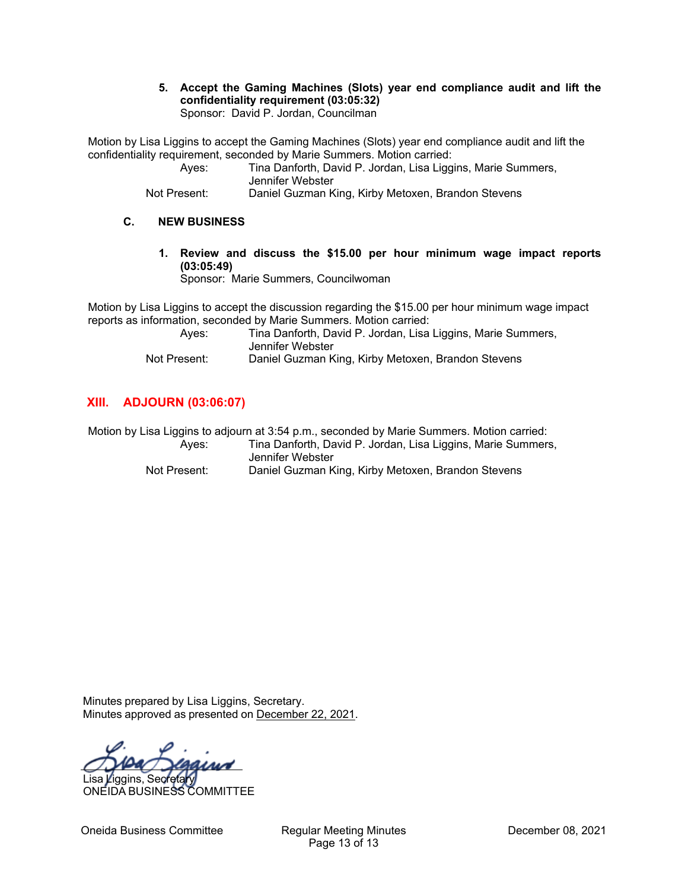**5. Accept the Gaming Machines (Slots) year end compliance audit and lift the confidentiality requirement (03:05:32)**
Sponsor: David P. Jordan, Councilman

Motion by Lisa Liggins to accept the Gaming Machines (Slots) year end compliance audit and lift the confidentiality requirement, seconded by Marie Summers. Motion carried:

| | |
|---|---|
| Ayes: | Tina Danforth, David P. Jordan, Lisa Liggins, Marie Summers, Jennifer Webster |
| Not Present: | Daniel Guzman King, Kirby Metoxen, Brandon Stevens |

### C. NEW BUSINESS

**1. Review and discuss the $15.00 per hour minimum wage impact reports (03:05:49)**
Sponsor: Marie Summers, Councilwoman

Motion by Lisa Liggins to accept the discussion regarding the $15.00 per hour minimum wage impact reports as information, seconded by Marie Summers. Motion carried:

| | |
|---|---|
| Ayes: | Tina Danforth, David P. Jordan, Lisa Liggins, Marie Summers, Jennifer Webster |
| Not Present: | Daniel Guzman King, Kirby Metoxen, Brandon Stevens |

## XIII. ADJOURN (03:06:07)

Motion by Lisa Liggins to adjourn at 3:54 p.m., seconded by Marie Summers. Motion carried:

| | |
|---|---|
| Ayes: | Tina Danforth, David P. Jordan, Lisa Liggins, Marie Summers, Jennifer Webster |
| Not Present: | Daniel Guzman King, Kirby Metoxen, Brandon Stevens |

Minutes prepared by Lisa Liggins, Secretary.
Minutes approved as presented on December 22, 2021.

Lisa Liggins, Secretary
ONEIDA BUSINESS COMMITTEE